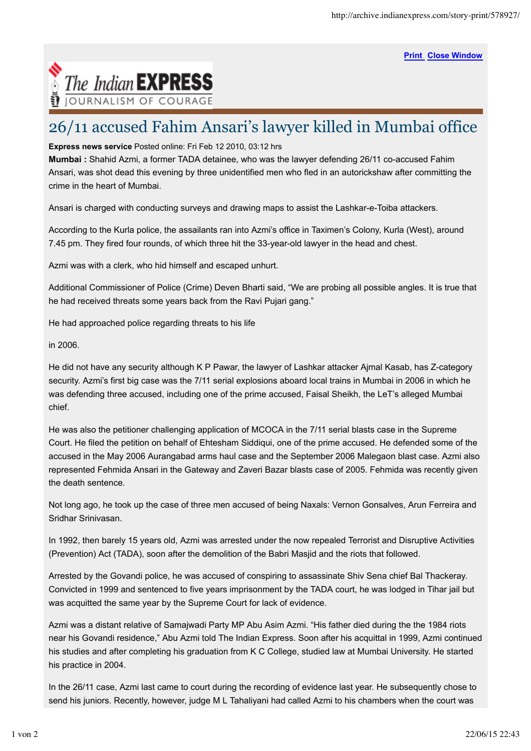Print Close Window

The Indian EXPRESS
JOURNALISM OF COURAGE

# 26/11 accused Fahim Ansari's lawyer killed in Mumbai office

**Express news service** Posted online: Fri Feb 12 2010, 03:12 hrs

**Mumbai :** Shahid Azmi, a former TADA detainee, who was the lawyer defending 26/11 co-accused Fahim Ansari, was shot dead this evening by three unidentified men who fled in an autorickshaw after committing the crime in the heart of Mumbai.

Ansari is charged with conducting surveys and drawing maps to assist the Lashkar-e-Toiba attackers.

According to the Kurla police, the assailants ran into Azmi's office in Taximen's Colony, Kurla (West), around 7.45 pm. They fired four rounds, of which three hit the 33-year-old lawyer in the head and chest.

Azmi was with a clerk, who hid himself and escaped unhurt.

Additional Commissioner of Police (Crime) Deven Bharti said, "We are probing all possible angles. It is true that he had received threats some years back from the Ravi Pujari gang."

He had approached police regarding threats to his life

in 2006.

He did not have any security although K P Pawar, the lawyer of Lashkar attacker Ajmal Kasab, has Z-category security. Azmi's first big case was the 7/11 serial explosions aboard local trains in Mumbai in 2006 in which he was defending three accused, including one of the prime accused, Faisal Sheikh, the LeT's alleged Mumbai chief.

He was also the petitioner challenging application of MCOCA in the 7/11 serial blasts case in the Supreme Court. He filed the petition on behalf of Ehtesham Siddiqui, one of the prime accused. He defended some of the accused in the May 2006 Aurangabad arms haul case and the September 2006 Malegaon blast case. Azmi also represented Fehmida Ansari in the Gateway and Zaveri Bazar blasts case of 2005. Fehmida was recently given the death sentence.

Not long ago, he took up the case of three men accused of being Naxals: Vernon Gonsalves, Arun Ferreira and Sridhar Srinivasan.

In 1992, then barely 15 years old, Azmi was arrested under the now repealed Terrorist and Disruptive Activities (Prevention) Act (TADA), soon after the demolition of the Babri Masjid and the riots that followed.

Arrested by the Govandi police, he was accused of conspiring to assassinate Shiv Sena chief Bal Thackeray. Convicted in 1999 and sentenced to five years imprisonment by the TADA court, he was lodged in Tihar jail but was acquitted the same year by the Supreme Court for lack of evidence.

Azmi was a distant relative of Samajwadi Party MP Abu Asim Azmi. "His father died during the the 1984 riots near his Govandi residence," Abu Azmi told The Indian Express. Soon after his acquittal in 1999, Azmi continued his studies and after completing his graduation from K C College, studied law at Mumbai University. He started his practice in 2004.

In the 26/11 case, Azmi last came to court during the recording of evidence last year. He subsequently chose to send his juniors. Recently, however, judge M L Tahaliyani had called Azmi to his chambers when the court was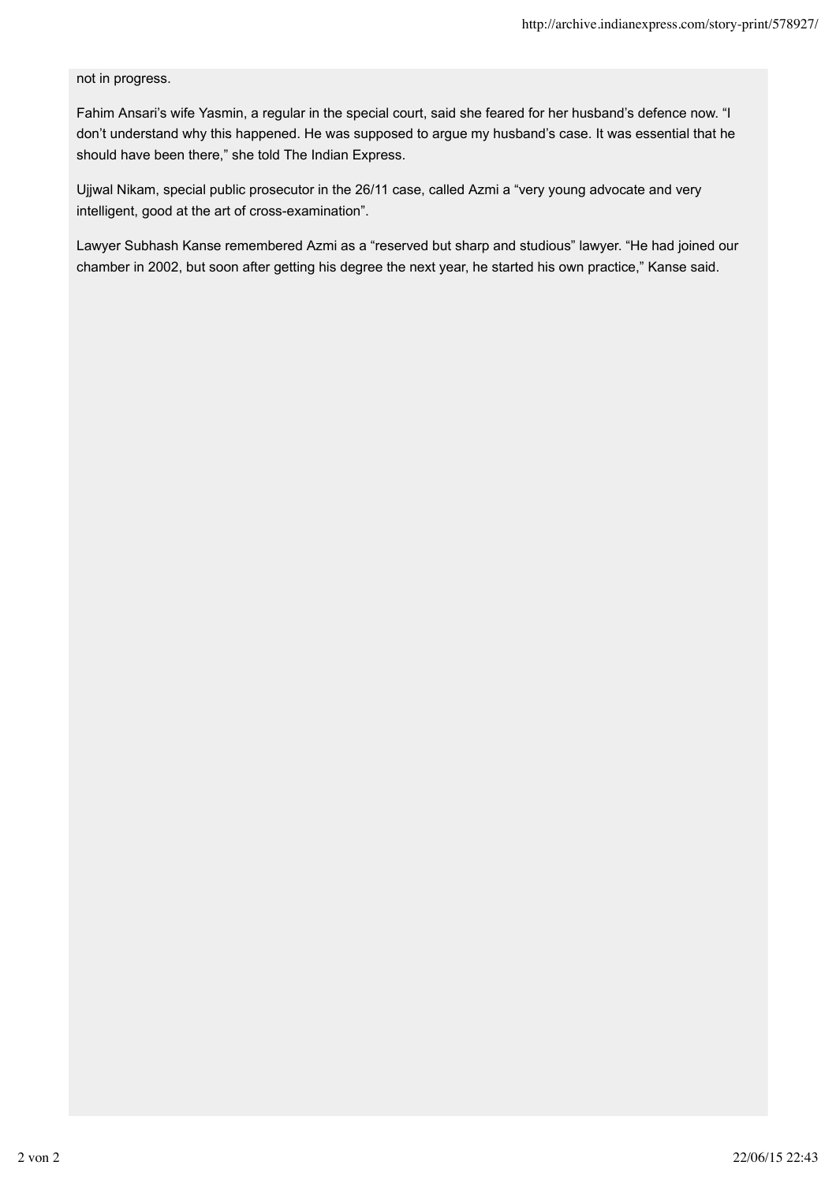not in progress.

Fahim Ansari's wife Yasmin, a regular in the special court, said she feared for her husband's defence now. "I don't understand why this happened. He was supposed to argue my husband's case. It was essential that he should have been there," she told The Indian Express.

Ujjwal Nikam, special public prosecutor in the 26/11 case, called Azmi a "very young advocate and very intelligent, good at the art of cross-examination".

Lawyer Subhash Kanse remembered Azmi as a "reserved but sharp and studious" lawyer. "He had joined our chamber in 2002, but soon after getting his degree the next year, he started his own practice," Kanse said.